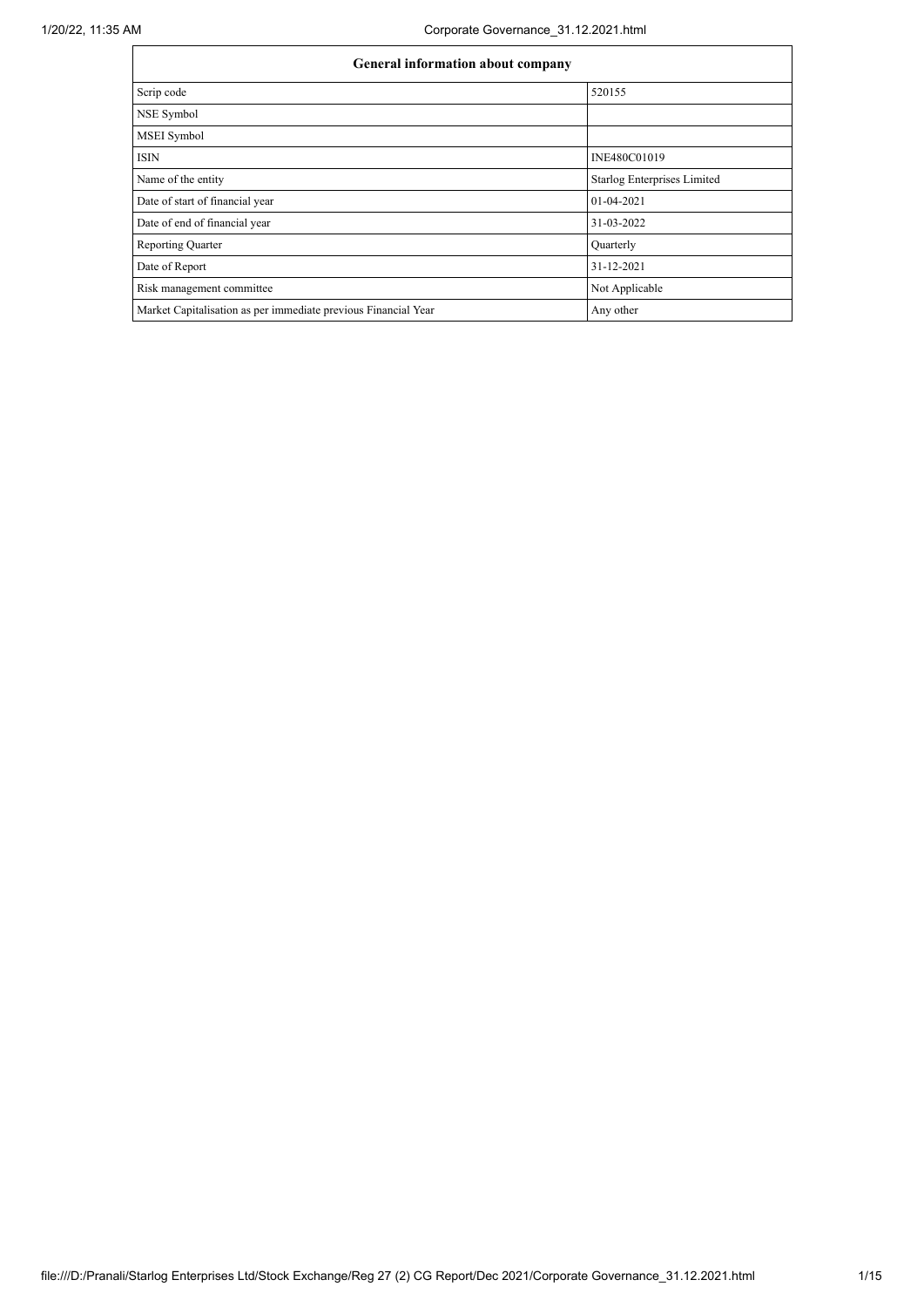| General information about company | |
|---|---|
| Scrip code | 520155 |
| NSE Symbol | |
| MSEI Symbol | |
| ISIN | INE480C01019 |
| Name of the entity | Starlog Enterprises Limited |
| Date of start of financial year | 01-04-2021 |
| Date of end of financial year | 31-03-2022 |
| Reporting Quarter | Quarterly |
| Date of Report | 31-12-2021 |
| Risk management committee | Not Applicable |
| Market Capitalisation as per immediate previous Financial Year | Any other |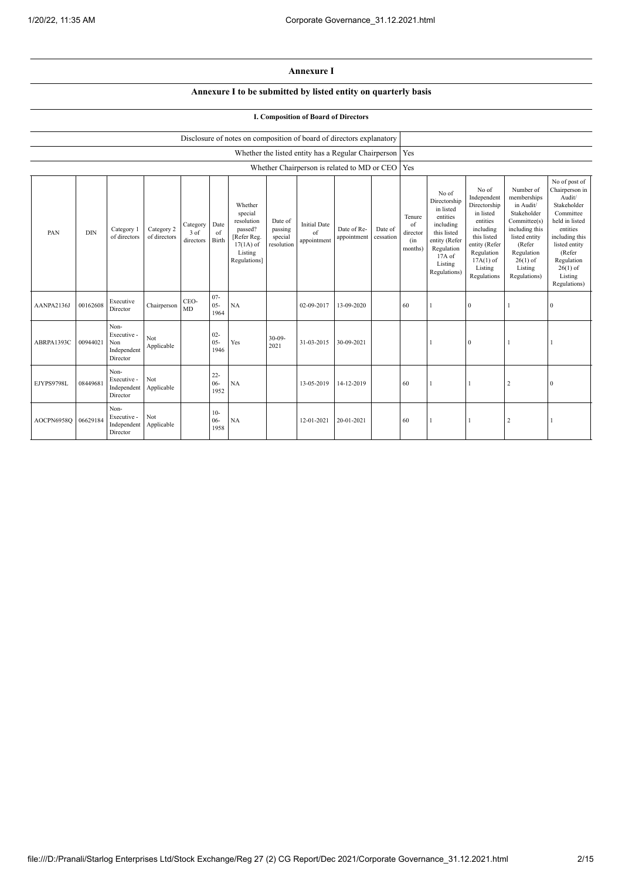# Annexure I

## Annexure I to be submitted by listed entity on quarterly basis

### I. Composition of Board of Directors

| Disclosure of notes on composition of board of directors explanatory | |
|---|---|
| Whether the listed entity has a Regular Chairperson | Yes |
| Whether Chairperson is related to MD or CEO | Yes |

| PAN | DIN | Category 1 of directors | Category 2 of directors | Category 3 of directors | Date of Birth | Whether special resolution passed? [Refer Reg. 17(1A) of Listing Regulations] | Date of passing special resolution | Initial Date of appointment | Date of Re-appointment | Date of cessation | Tenure of director (in months) | No of Directorship in listed entities including this listed entity (Refer Regulation 17A of Listing Regulations) | No of Independent Directorship in listed entities including this listed entity (Refer Regulation 17A(1) of Listing Regulations | Number of memberships in Audit/ Stakeholder Committee(s) including this listed entity (Refer Regulation 26(1) of Listing Regulations) | No of post of Chairperson in Audit/ Stakeholder Committee held in listed entities including this listed entity (Refer Regulation 26(1) of Listing Regulations) |
|---|---|---|---|---|---|---|---|---|---|---|---|---|---|---|---|
| AANPA2136J | 00162608 | Executive Director | Chairperson | CEO-MD | 07-05-1964 | NA | | 02-09-2017 | 13-09-2020 | | 60 | 1 | 0 | 1 | 0 |
| ABRPA1393C | 00944021 | Non-Executive - Non Independent Director | Not Applicable | | 02-05-1946 | Yes | 30-09-2021 | 31-03-2015 | 30-09-2021 | | | 1 | 0 | 1 | 1 |
| EJYPS9798L | 08449681 | Non-Executive - Independent Director | Not Applicable | | 22-06-1952 | NA | | 13-05-2019 | 14-12-2019 | | 60 | 1 | 1 | 2 | 0 |
| AOCPN6958Q | 06629184 | Non-Executive - Independent Director | Not Applicable | | 10-06-1958 | NA | | 12-01-2021 | 20-01-2021 | | 60 | 1 | 1 | 2 | 1 |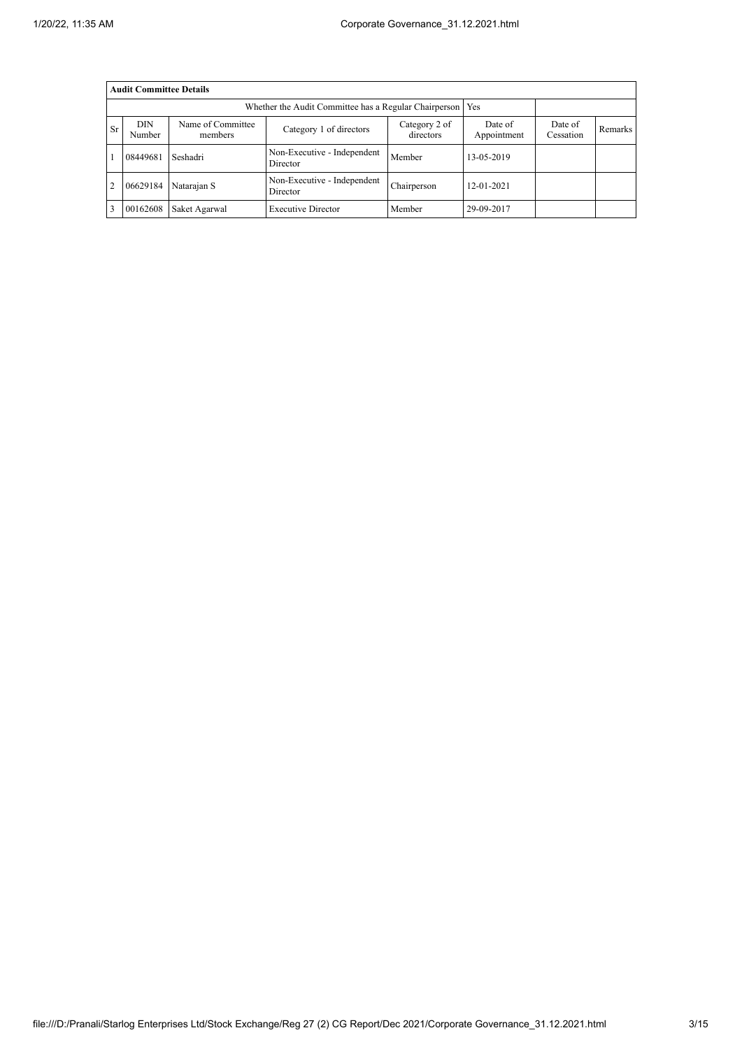| Audit Committee Details | | | | | | | |
|---|---|---|---|---|---|---|---|
| Whether the Audit Committee has a Regular Chairperson | | | | | Yes | | |
| Sr | DIN Number | Name of Committee members | Category 1 of directors | Category 2 of directors | Date of Appointment | Date of Cessation | Remarks |
| 1 | 08449681 | Seshadri | Non-Executive - Independent Director | Member | 13-05-2019 | | |
| 2 | 06629184 | Natarajan S | Non-Executive - Independent Director | Chairperson | 12-01-2021 | | |
| 3 | 00162608 | Saket Agarwal | Executive Director | Member | 29-09-2017 | | |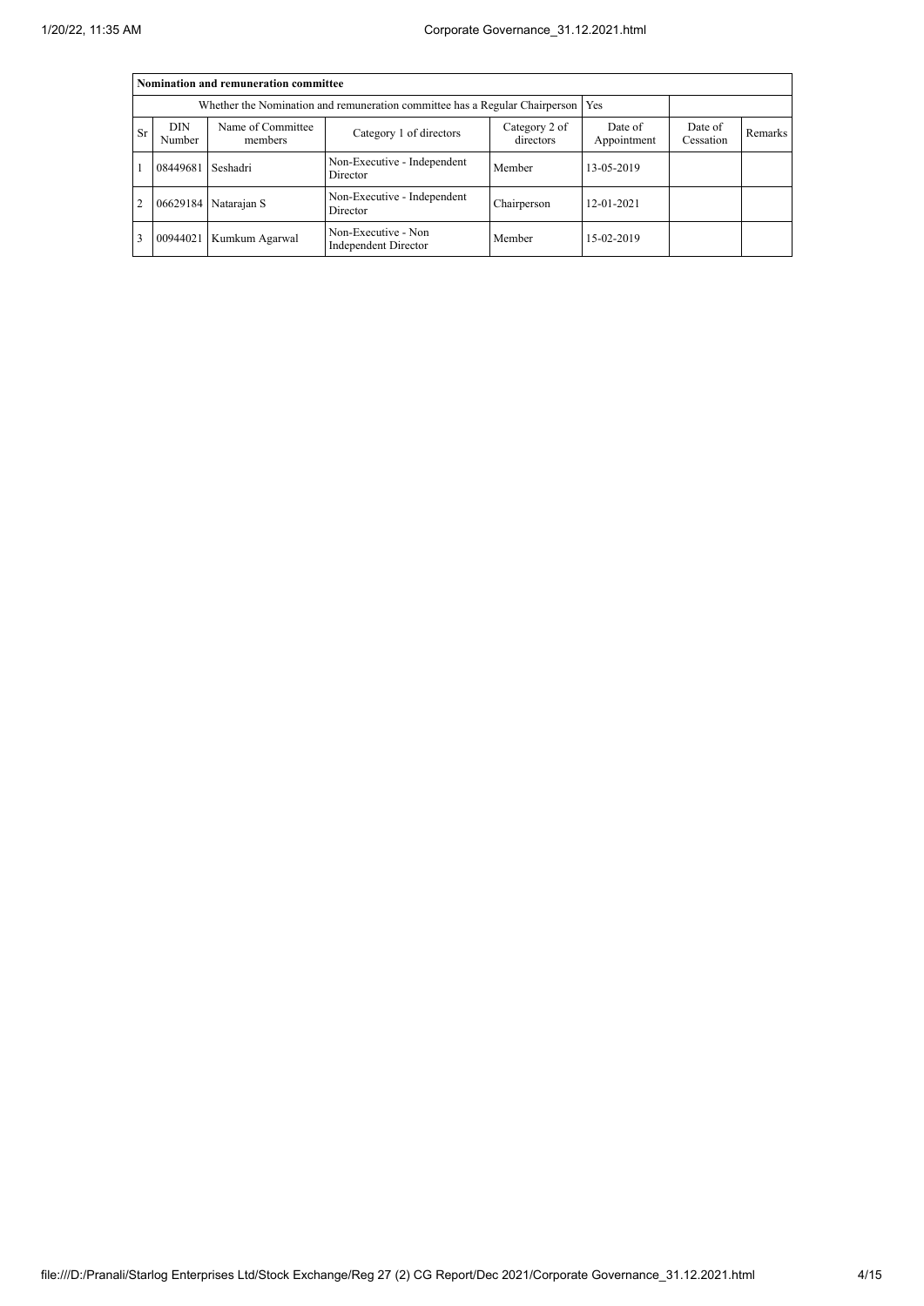| Nomination and remuneration committee | | | | | | | |
|---|---|---|---|---|---|---|---|
| Whether the Nomination and remuneration committee has a Regular Chairperson | | | | | Yes | | |
| Sr | DIN Number | Name of Committee members | Category 1 of directors | Category 2 of directors | Date of Appointment | Date of Cessation | Remarks |
| 1 | 08449681 | Seshadri | Non-Executive - Independent Director | Member | 13-05-2019 | | |
| 2 | 06629184 | Natarajan S | Non-Executive - Independent Director | Chairperson | 12-01-2021 | | |
| 3 | 00944021 | Kumkum Agarwal | Non-Executive - Non Independent Director | Member | 15-02-2019 | | |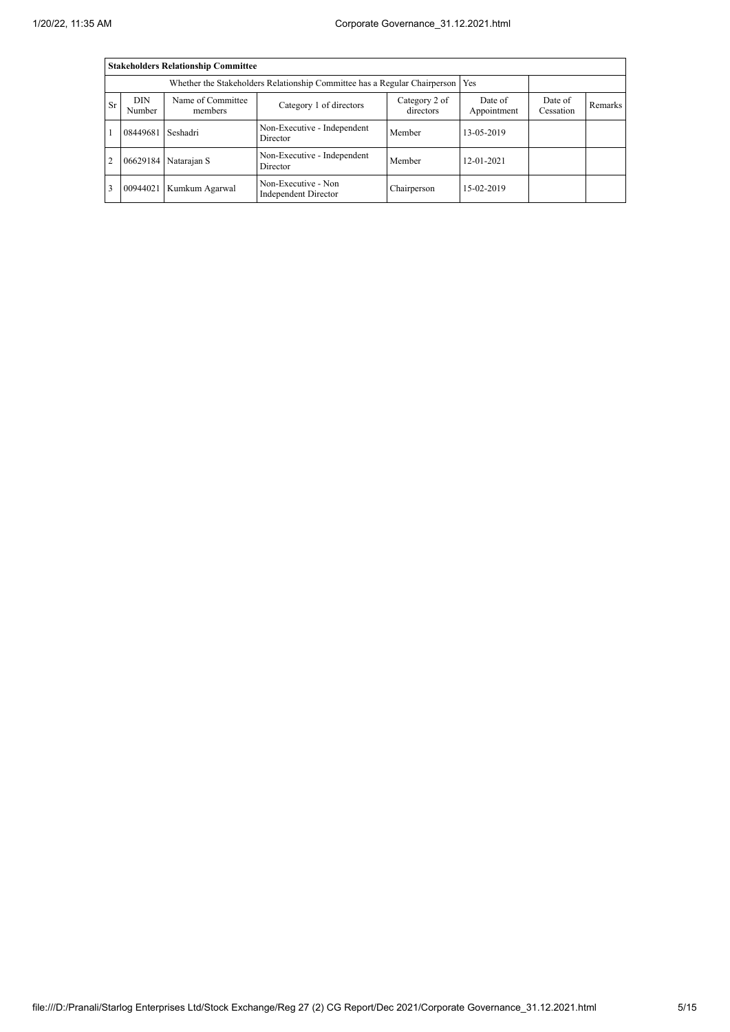| Stakeholders Relationship Committee | | | | | | | |
|---|---|---|---|---|---|---|---|
| Whether the Stakeholders Relationship Committee has a Regular Chairperson | | | | Yes | | | |
| Sr | DIN Number | Name of Committee members | Category 1 of directors | Category 2 of directors | Date of Appointment | Date of Cessation | Remarks |
| 1 | 08449681 | Seshadri | Non-Executive - Independent Director | Member | 13-05-2019 | | |
| 2 | 06629184 | Natarajan S | Non-Executive - Independent Director | Member | 12-01-2021 | | |
| 3 | 00944021 | Kumkum Agarwal | Non-Executive - Non Independent Director | Chairperson | 15-02-2019 | | |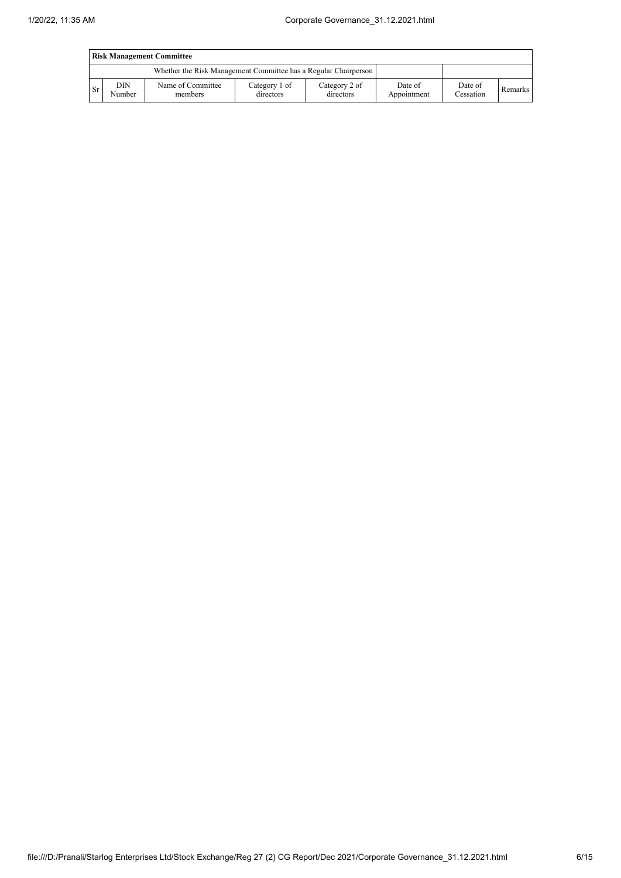| Risk Management Committee | | | | | | | |
|---|---|---|---|---|---|---|---|
| Whether the Risk Management Committee has a Regular Chairperson | | | | | | | |
| Sr | DIN Number | Name of Committee members | Category 1 of directors | Category 2 of directors | Date of Appointment | Date of Cessation | Remarks |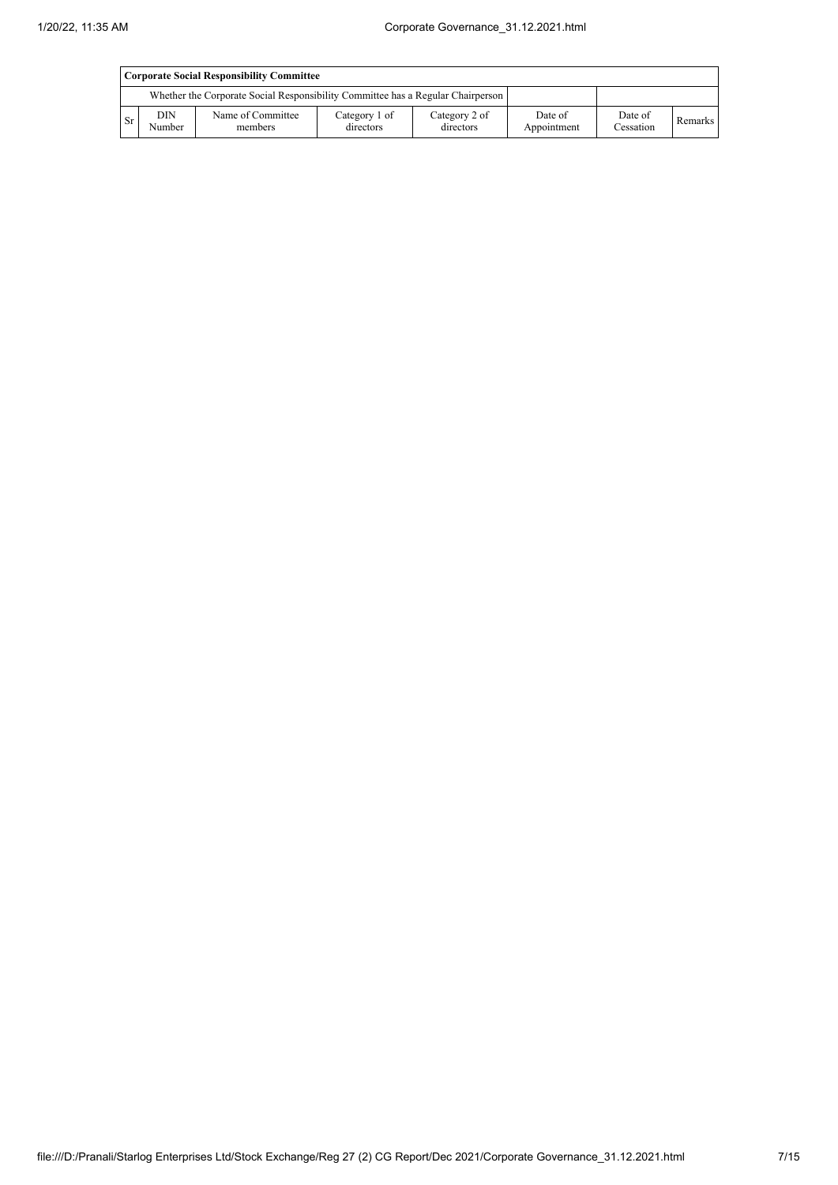| Corporate Social Responsibility Committee | | | | | | | |
|---|---|---|---|---|---|---|---|
| Whether the Corporate Social Responsibility Committee has a Regular Chairperson | | | | | | | |
| Sr | DIN Number | Name of Committee members | Category 1 of directors | Category 2 of directors | Date of Appointment | Date of Cessation | Remarks |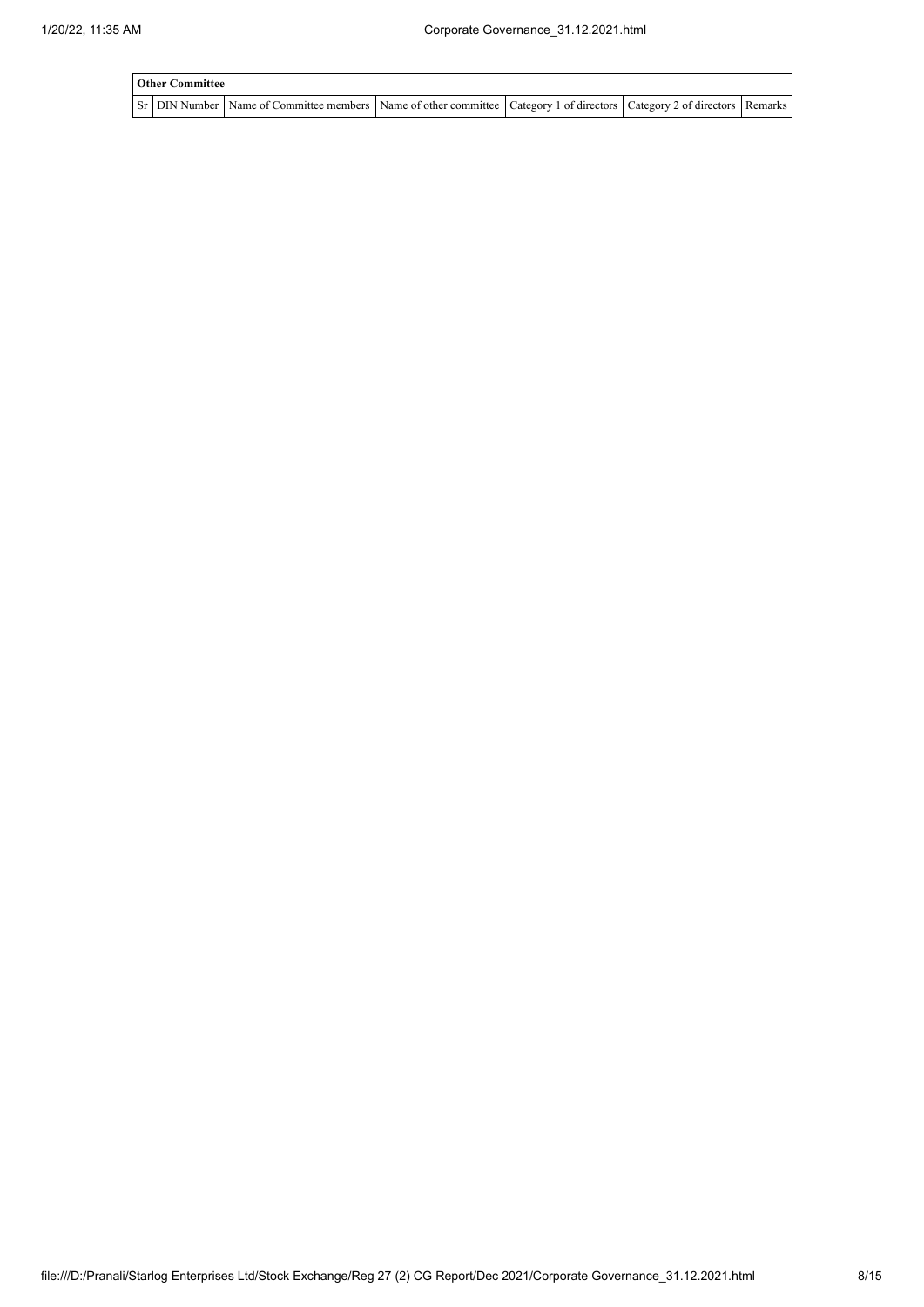| Other Committee | | | | | | |
|---|---|---|---|---|---|---|
| Sr | DIN Number | Name of Committee members | Name of other committee | Category 1 of directors | Category 2 of directors | Remarks |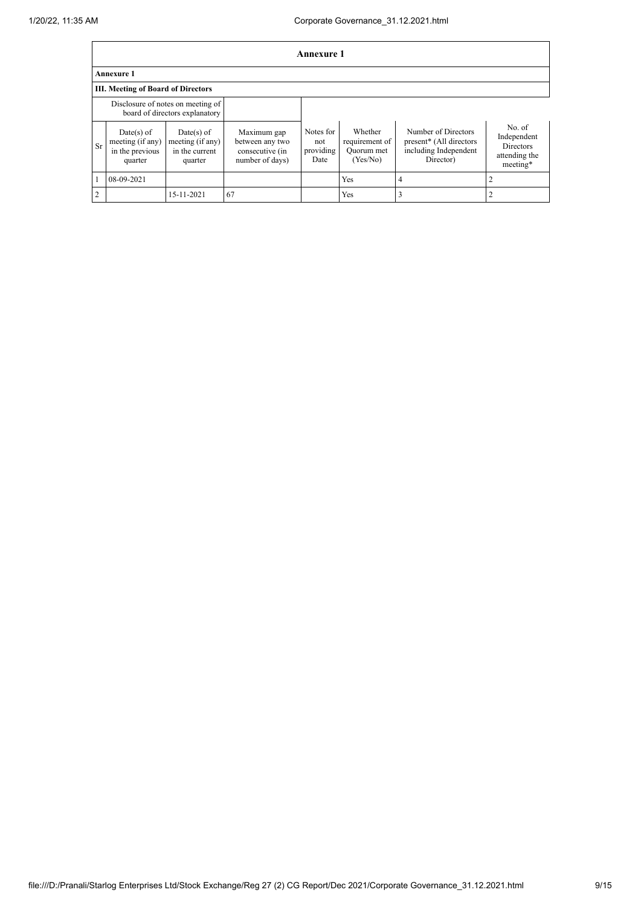# Annexure 1

## Annexure 1

### III. Meeting of Board of Directors

| | Disclosure of notes on meeting of board of directors explanatory | | | | | | |
|---|---|---|---|---|---|---|---|
| Sr | Date(s) of meeting (if any) in the previous quarter | Date(s) of meeting (if any) in the current quarter | Maximum gap between any two consecutive (in number of days) | Notes for not providing Date | Whether requirement of Quorum met (Yes/No) | Number of Directors present* (All directors including Independent Director) | No. of Independent Directors attending the meeting* |
| 1 | 08-09-2021 | | | | Yes | 4 | 2 |
| 2 | | 15-11-2021 | 67 | | Yes | 3 | 2 |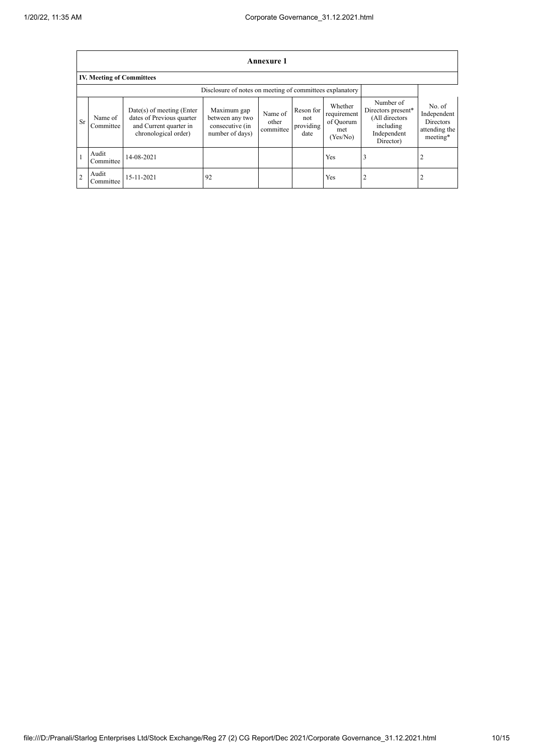## Annexure 1

### IV. Meeting of Committees

| | | | Disclosure of notes on meeting of committees explanatory | | | | | |
|---|---|---|---|---|---|---|---|---|
| Sr | Name of Committee | Date(s) of meeting (Enter dates of Previous quarter and Current quarter in chronological order) | Maximum gap between any two consecutive (in number of days) | Name of other committee | Reson for not providing date | Whether requirement of Quorum met (Yes/No) | Number of Directors present* (All directors including Independent Director) | No. of Independent Directors attending the meeting* |
| 1 | Audit Committee | 14-08-2021 | | | | Yes | 3 | 2 |
| 2 | Audit Committee | 15-11-2021 | 92 | | | Yes | 2 | 2 |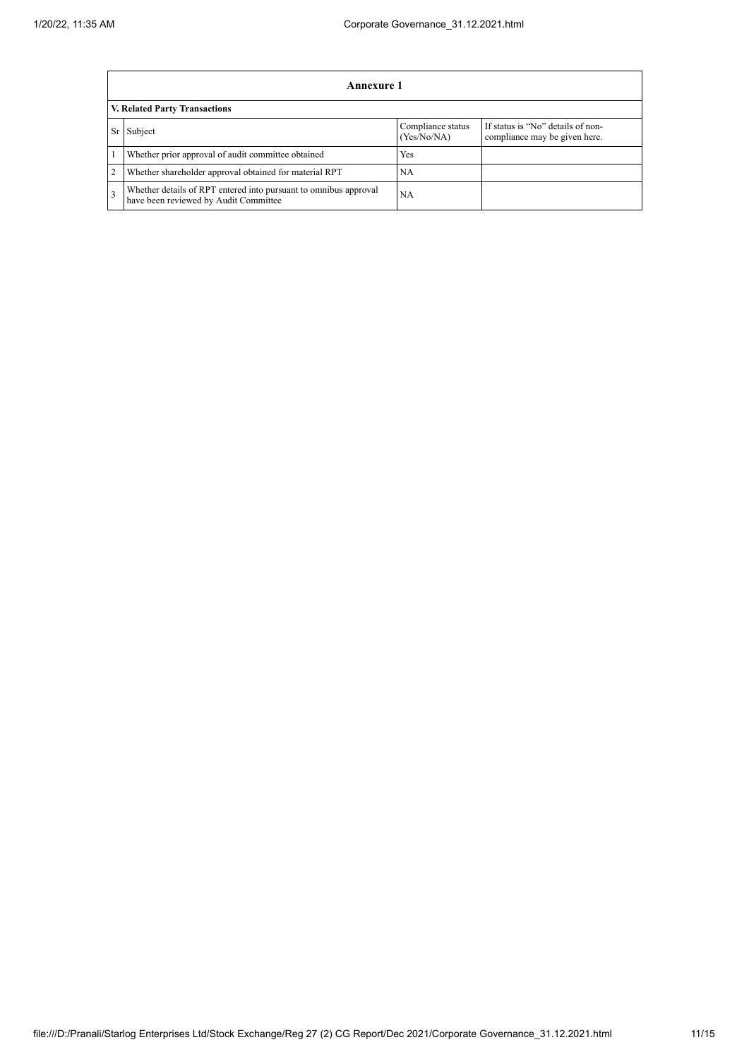## Annexure 1

### V. Related Party Transactions

| Sr | Subject | Compliance status (Yes/No/NA) | If status is "No" details of non-compliance may be given here. |
|---|---|---|---|
| 1 | Whether prior approval of audit committee obtained | Yes | |
| 2 | Whether shareholder approval obtained for material RPT | NA | |
| 3 | Whether details of RPT entered into pursuant to omnibus approval have been reviewed by Audit Committee | NA | |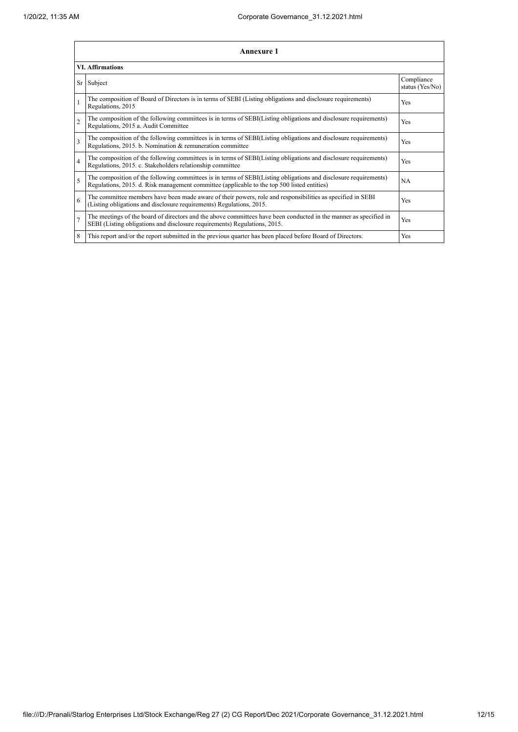## Annexure 1

### VI. Affirmations

| Sr | Subject | Compliance status (Yes/No) |
|---|---|---|
| 1 | The composition of Board of Directors is in terms of SEBI (Listing obligations and disclosure requirements) Regulations, 2015 | Yes |
| 2 | The composition of the following committees is in terms of SEBI(Listing obligations and disclosure requirements) Regulations, 2015 a. Audit Committee | Yes |
| 3 | The composition of the following committees is in terms of SEBI(Listing obligations and disclosure requirements) Regulations, 2015. b. Nomination & remuneration committee | Yes |
| 4 | The composition of the following committees is in terms of SEBI(Listing obligations and disclosure requirements) Regulations, 2015. c. Stakeholders relationship committee | Yes |
| 5 | The composition of the following committees is in terms of SEBI(Listing obligations and disclosure requirements) Regulations, 2015. d. Risk management committee (applicable to the top 500 listed entities) | NA |
| 6 | The committee members have been made aware of their powers, role and responsibilities as specified in SEBI (Listing obligations and disclosure requirements) Regulations, 2015. | Yes |
| 7 | The meetings of the board of directors and the above committees have been conducted in the manner as specified in SEBI (Listing obligations and disclosure requirements) Regulations, 2015. | Yes |
| 8 | This report and/or the report submitted in the previous quarter has been placed before Board of Directors. | Yes |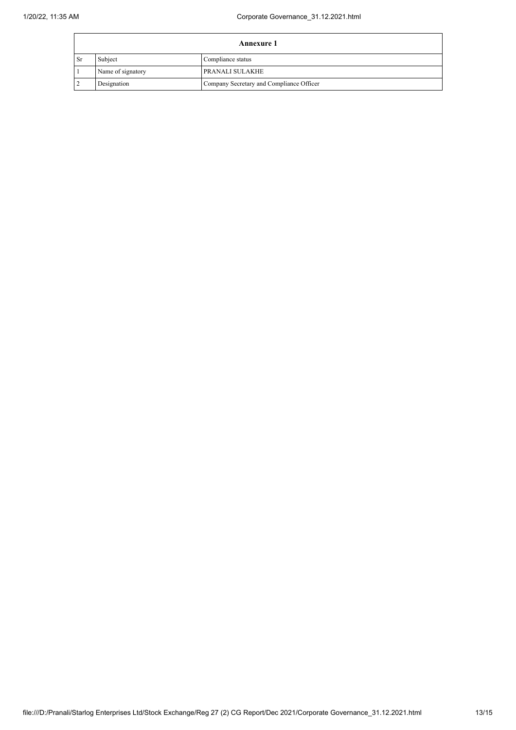| Annexure 1 | | |
|---|---|---|
| Sr | Subject | Compliance status |
| 1 | Name of signatory | PRANALI SULAKHE |
| 2 | Designation | Company Secretary and Compliance Officer |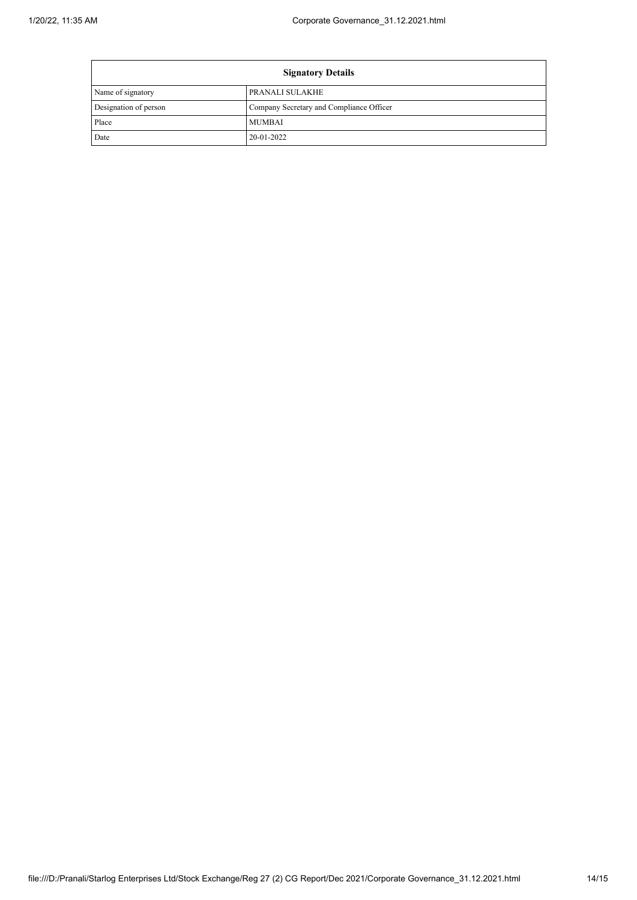| Signatory Details | |
|---|---|
| Name of signatory | PRANALI SULAKHE |
| Designation of person | Company Secretary and Compliance Officer |
| Place | MUMBAI |
| Date | 20-01-2022 |